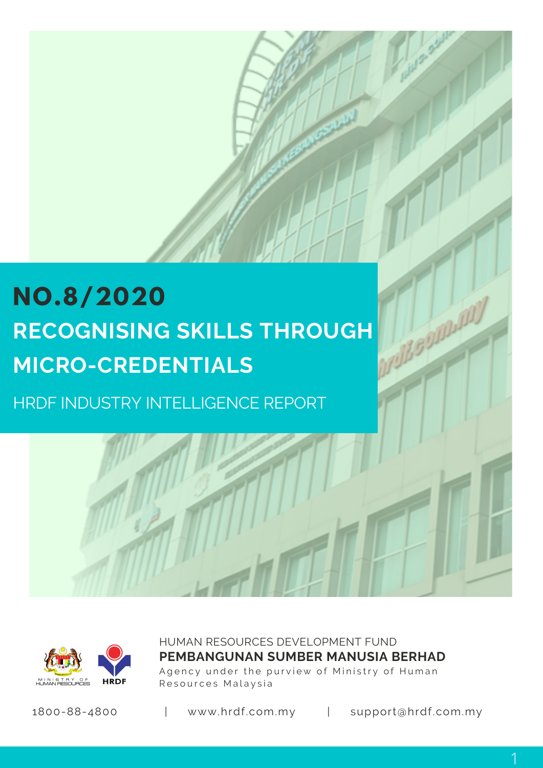# NO.8/2020

## RECOGNISING SKILLS THROUGH MICRO-CREDENTIALS

HRDF INDUSTRY INTELLIGENCE REPORT

HUMAN RESOURCES DEVELOPMENT FUND

**PEMBANGUNAN SUMBER MANUSIA BERHAD**

Agency under the purview of Ministry of Human Resources Malaysia

1800-88-4800 | www.hrdf.com.my | support@hrdf.com.my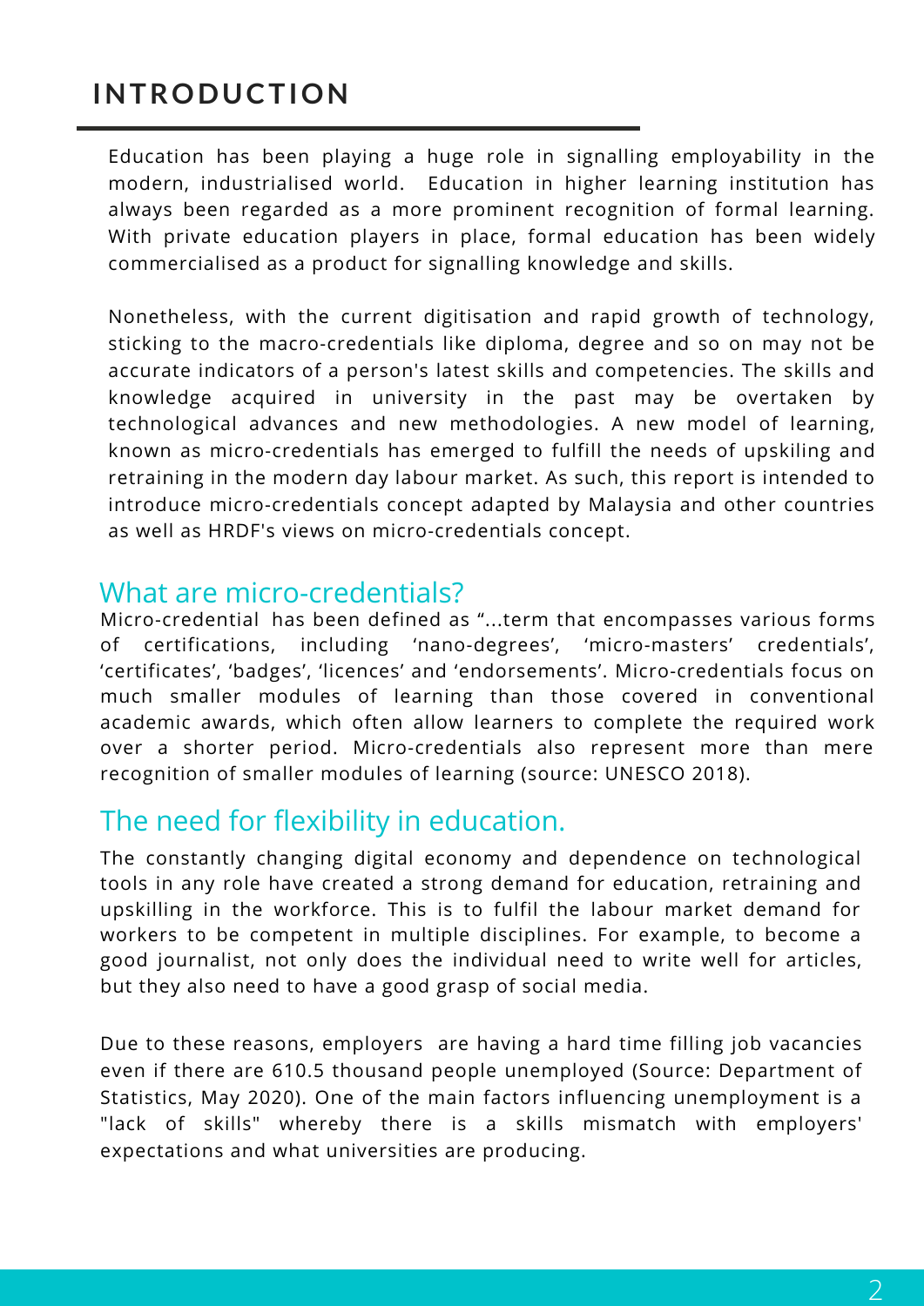# INTRODUCTION

Education has been playing a huge role in signalling employability in the modern, industrialised world. Education in higher learning institution has always been regarded as a more prominent recognition of formal learning. With private education players in place, formal education has been widely commercialised as a product for signalling knowledge and skills.

Nonetheless, with the current digitisation and rapid growth of technology, sticking to the macro-credentials like diploma, degree and so on may not be accurate indicators of a person's latest skills and competencies. The skills and knowledge acquired in university in the past may be overtaken by technological advances and new methodologies. A new model of learning, known as micro-credentials has emerged to fulfill the needs of upskiling and retraining in the modern day labour market. As such, this report is intended to introduce micro-credentials concept adapted by Malaysia and other countries as well as HRDF's views on micro-credentials concept.

## What are micro-credentials?

Micro-credential has been defined as "...term that encompasses various forms of certifications, including 'nano-degrees', 'micro-masters' credentials', 'certificates', 'badges', 'licences' and 'endorsements'. Micro-credentials focus on much smaller modules of learning than those covered in conventional academic awards, which often allow learners to complete the required work over a shorter period. Micro-credentials also represent more than mere recognition of smaller modules of learning (source: UNESCO 2018).

## The need for flexibility in education.

The constantly changing digital economy and dependence on technological tools in any role have created a strong demand for education, retraining and upskilling in the workforce. This is to fulfil the labour market demand for workers to be competent in multiple disciplines. For example, to become a good journalist, not only does the individual need to write well for articles, but they also need to have a good grasp of social media.

Due to these reasons, employers are having a hard time filling job vacancies even if there are 610.5 thousand people unemployed (Source: Department of Statistics, May 2020). One of the main factors influencing unemployment is a "lack of skills" whereby there is a skills mismatch with employers' expectations and what universities are producing.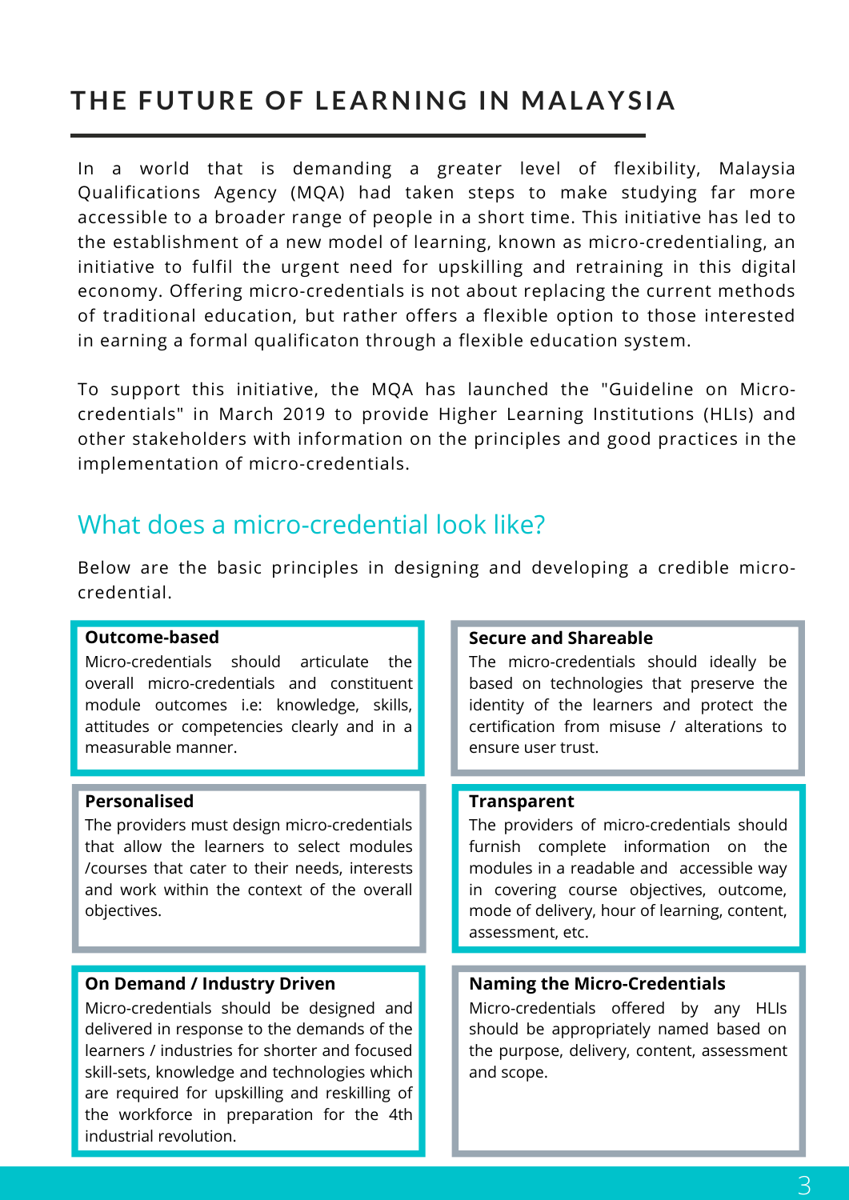# THE FUTURE OF LEARNING IN MALAYSIA

In a world that is demanding a greater level of flexibility, Malaysia Qualifications Agency (MQA) had taken steps to make studying far more accessible to a broader range of people in a short time. This initiative has led to the establishment of a new model of learning, known as micro-credentialing, an initiative to fulfil the urgent need for upskilling and retraining in this digital economy. Offering micro-credentials is not about replacing the current methods of traditional education, but rather offers a flexible option to those interested in earning a formal qualificaton through a flexible education system.

To support this initiative, the MQA has launched the "Guideline on Micro-credentials" in March 2019 to provide Higher Learning Institutions (HLIs) and other stakeholders with information on the principles and good practices in the implementation of micro-credentials.

## What does a micro-credential look like?

Below are the basic principles in designing and developing a credible micro-credential.

**Outcome-based**
Micro-credentials should articulate the overall micro-credentials and constituent module outcomes i.e: knowledge, skills, attitudes or competencies clearly and in a measurable manner.

**Secure and Shareable**
The micro-credentials should ideally be based on technologies that preserve the identity of the learners and protect the certification from misuse / alterations to ensure user trust.

**Personalised**
The providers must design micro-credentials that allow the learners to select modules /courses that cater to their needs, interests and work within the context of the overall objectives.

**Transparent**
The providers of micro-credentials should furnish complete information on the modules in a readable and accessible way in covering course objectives, outcome, mode of delivery, hour of learning, content, assessment, etc.

**On Demand / Industry Driven**
Micro-credentials should be designed and delivered in response to the demands of the learners / industries for shorter and focused skill-sets, knowledge and technologies which are required for upskilling and reskilling of the workforce in preparation for the 4th industrial revolution.

**Naming the Micro-Credentials**
Micro-credentials offered by any HLIs should be appropriately named based on the purpose, delivery, content, assessment and scope.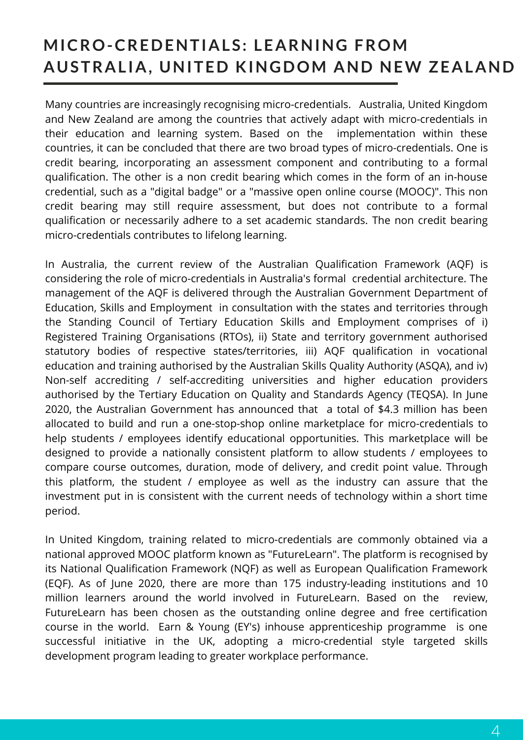# MICRO-CREDENTIALS: LEARNING FROM AUSTRALIA, UNITED KINGDOM AND NEW ZEALAND

Many countries are increasingly recognising micro-credentials. Australia, United Kingdom and New Zealand are among the countries that actively adapt with micro-credentials in their education and learning system. Based on the implementation within these countries, it can be concluded that there are two broad types of micro-credentials. One is credit bearing, incorporating an assessment component and contributing to a formal qualification. The other is a non credit bearing which comes in the form of an in-house credential, such as a "digital badge" or a "massive open online course (MOOC)". This non credit bearing may still require assessment, but does not contribute to a formal qualification or necessarily adhere to a set academic standards. The non credit bearing micro-credentials contributes to lifelong learning.

In Australia, the current review of the Australian Qualification Framework (AQF) is considering the role of micro-credentials in Australia's formal credential architecture. The management of the AQF is delivered through the Australian Government Department of Education, Skills and Employment in consultation with the states and territories through the Standing Council of Tertiary Education Skills and Employment comprises of i) Registered Training Organisations (RTOs), ii) State and territory government authorised statutory bodies of respective states/territories, iii) AQF qualification in vocational education and training authorised by the Australian Skills Quality Authority (ASQA), and iv) Non-self accrediting / self-accrediting universities and higher education providers authorised by the Tertiary Education on Quality and Standards Agency (TEQSA). In June 2020, the Australian Government has announced that a total of $4.3 million has been allocated to build and run a one-stop-shop online marketplace for micro-credentials to help students / employees identify educational opportunities. This marketplace will be designed to provide a nationally consistent platform to allow students / employees to compare course outcomes, duration, mode of delivery, and credit point value. Through this platform, the student / employee as well as the industry can assure that the investment put in is consistent with the current needs of technology within a short time period.

In United Kingdom, training related to micro-credentials are commonly obtained via a national approved MOOC platform known as "FutureLearn". The platform is recognised by its National Qualification Framework (NQF) as well as European Qualification Framework (EQF). As of June 2020, there are more than 175 industry-leading institutions and 10 million learners around the world involved in FutureLearn. Based on the review, FutureLearn has been chosen as the outstanding online degree and free certification course in the world. Earn & Young (EY's) inhouse apprenticeship programme is one successful initiative in the UK, adopting a micro-credential style targeted skills development program leading to greater workplace performance.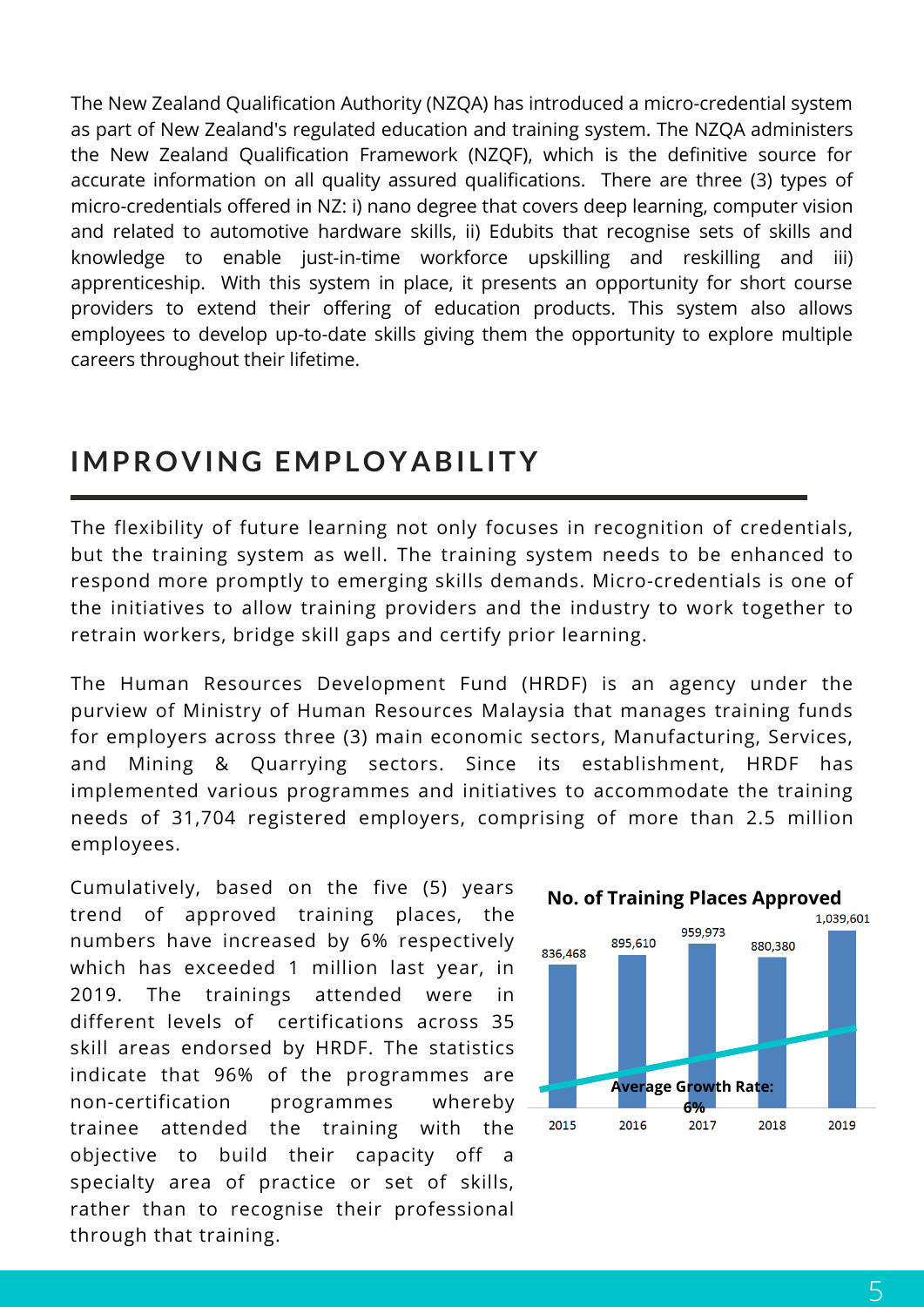The New Zealand Qualification Authority (NZQA) has introduced a micro-credential system as part of New Zealand's regulated education and training system. The NZQA administers the New Zealand Qualification Framework (NZQF), which is the definitive source for accurate information on all quality assured qualifications. There are three (3) types of micro-credentials offered in NZ: i) nano degree that covers deep learning, computer vision and related to automotive hardware skills, ii) Edubits that recognise sets of skills and knowledge to enable just-in-time workforce upskilling and reskilling and iii) apprenticeship. With this system in place, it presents an opportunity for short course providers to extend their offering of education products. This system also allows employees to develop up-to-date skills giving them the opportunity to explore multiple careers throughout their lifetime.

## IMPROVING EMPLOYABILITY

The flexibility of future learning not only focuses in recognition of credentials, but the training system as well. The training system needs to be enhanced to respond more promptly to emerging skills demands. Micro-credentials is one of the initiatives to allow training providers and the industry to work together to retrain workers, bridge skill gaps and certify prior learning.

The Human Resources Development Fund (HRDF) is an agency under the purview of Ministry of Human Resources Malaysia that manages training funds for employers across three (3) main economic sectors, Manufacturing, Services, and Mining & Quarrying sectors. Since its establishment, HRDF has implemented various programmes and initiatives to accommodate the training needs of 31,704 registered employers, comprising of more than 2.5 million employees.

Cumulatively, based on the five (5) years trend of approved training places, the numbers have increased by 6% respectively which has exceeded 1 million last year, in 2019. The trainings attended were in different levels of certifications across 35 skill areas endorsed by HRDF. The statistics indicate that 96% of the programmes are non-certification programmes whereby trainee attended the training with the objective to build their capacity off a specialty area of practice or set of skills, rather than to recognise their professional through that training.

**No. of Training Places Approved**

| Year | No. of Training Places Approved |
|---|---|
| 2015 | 836,468 |
| 2016 | 895,610 |
| 2017 | 959,973 |
| 2018 | 880,380 |
| 2019 | 1,039,601 |

**Average Growth Rate: 6%**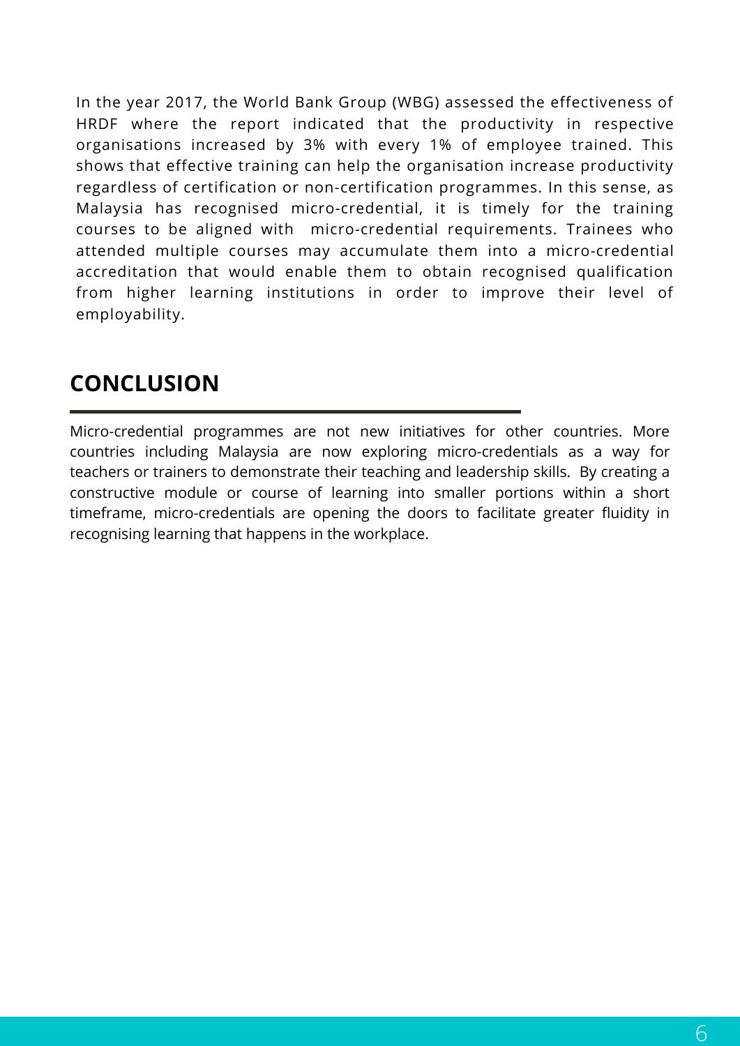In the year 2017, the World Bank Group (WBG) assessed the effectiveness of HRDF where the report indicated that the productivity in respective organisations increased by 3% with every 1% of employee trained. This shows that effective training can help the organisation increase productivity regardless of certification or non-certification programmes. In this sense, as Malaysia has recognised micro-credential, it is timely for the training courses to be aligned with micro-credential requirements. Trainees who attended multiple courses may accumulate them into a micro-credential accreditation that would enable them to obtain recognised qualification from higher learning institutions in order to improve their level of employability.

## CONCLUSION

Micro-credential programmes are not new initiatives for other countries. More countries including Malaysia are now exploring micro-credentials as a way for teachers or trainers to demonstrate their teaching and leadership skills. By creating a constructive module or course of learning into smaller portions within a short timeframe, micro-credentials are opening the doors to facilitate greater fluidity in recognising learning that happens in the workplace.